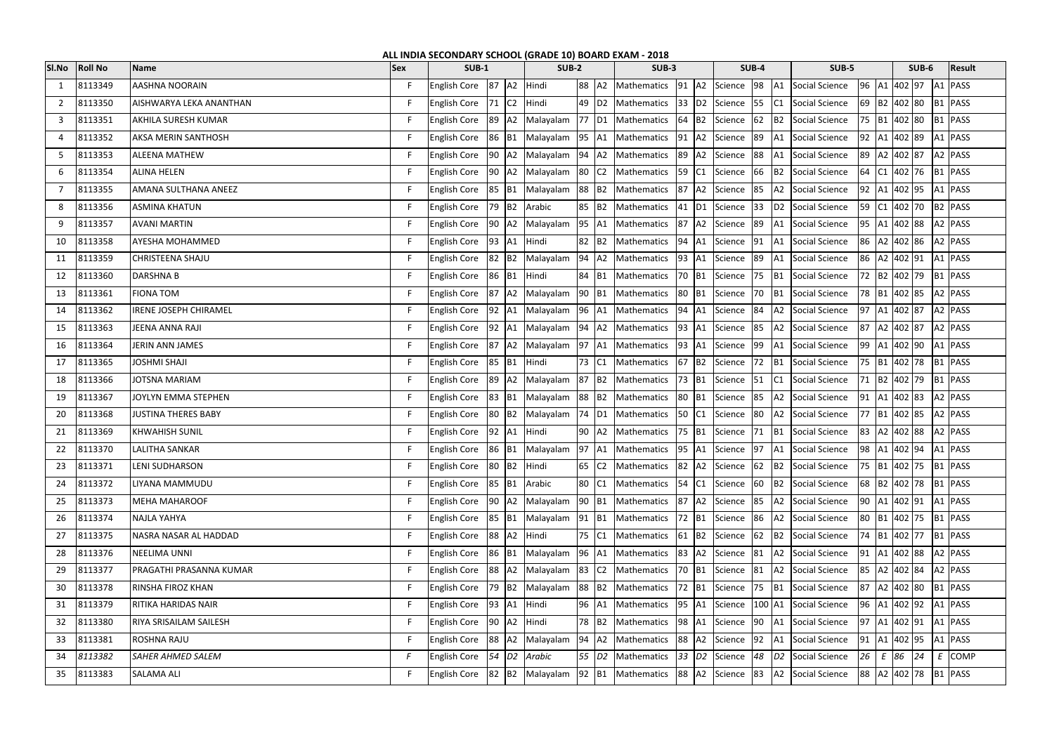# ALL INDIA SECONDARY SCHOOL (GRADE 10) BOARD EXAM - 2018

| Sl.No | Roll No | Name | Sex | SUB-1 | | | SUB-2 | | | SUB-3 | | | SUB-4 | | | SUB-5 | | | SUB-6 | | | Result |
|---|---|---|---|---|---|---|---|---|---|---|---|---|---|---|---|---|---|---|---|---|---|---|
| 1 | 8113349 | AASHNA NOORAIN | F | English Core | 87 | A2 | Hindi | 88 | A2 | Mathematics | 91 | A2 | Science | 98 | A1 | Social Science | 96 | A1 | 402 | 97 | A1 | PASS |
| 2 | 8113350 | AISHWARYA LEKA ANANTHAN | F | English Core | 71 | C2 | Hindi | 49 | D2 | Mathematics | 33 | D2 | Science | 55 | C1 | Social Science | 69 | B2 | 402 | 80 | B1 | PASS |
| 3 | 8113351 | AKHILA SURESH KUMAR | F | English Core | 89 | A2 | Malayalam | 77 | D1 | Mathematics | 64 | B2 | Science | 62 | B2 | Social Science | 75 | B1 | 402 | 80 | B1 | PASS |
| 4 | 8113352 | AKSA MERIN SANTHOSH | F | English Core | 86 | B1 | Malayalam | 95 | A1 | Mathematics | 91 | A2 | Science | 89 | A1 | Social Science | 92 | A1 | 402 | 89 | A1 | PASS |
| 5 | 8113353 | ALEENA MATHEW | F | English Core | 90 | A2 | Malayalam | 94 | A2 | Mathematics | 89 | A2 | Science | 88 | A1 | Social Science | 89 | A2 | 402 | 87 | A2 | PASS |
| 6 | 8113354 | ALINA HELEN | F | English Core | 90 | A2 | Malayalam | 80 | C2 | Mathematics | 59 | C1 | Science | 66 | B2 | Social Science | 64 | C1 | 402 | 76 | B1 | PASS |
| 7 | 8113355 | AMANA SULTHANA ANEEZ | F | English Core | 85 | B1 | Malayalam | 88 | B2 | Mathematics | 87 | A2 | Science | 85 | A2 | Social Science | 92 | A1 | 402 | 95 | A1 | PASS |
| 8 | 8113356 | ASMINA KHATUN | F | English Core | 79 | B2 | Arabic | 85 | B2 | Mathematics | 41 | D1 | Science | 33 | D2 | Social Science | 59 | C1 | 402 | 70 | B2 | PASS |
| 9 | 8113357 | AVANI MARTIN | F | English Core | 90 | A2 | Malayalam | 95 | A1 | Mathematics | 87 | A2 | Science | 89 | A1 | Social Science | 95 | A1 | 402 | 88 | A2 | PASS |
| 10 | 8113358 | AYESHA MOHAMMED | F | English Core | 93 | A1 | Hindi | 82 | B2 | Mathematics | 94 | A1 | Science | 91 | A1 | Social Science | 86 | A2 | 402 | 86 | A2 | PASS |
| 11 | 8113359 | CHRISTEENA SHAJU | F | English Core | 82 | B2 | Malayalam | 94 | A2 | Mathematics | 93 | A1 | Science | 89 | A1 | Social Science | 86 | A2 | 402 | 91 | A1 | PASS |
| 12 | 8113360 | DARSHNA B | F | English Core | 86 | B1 | Hindi | 84 | B1 | Mathematics | 70 | B1 | Science | 75 | B1 | Social Science | 72 | B2 | 402 | 79 | B1 | PASS |
| 13 | 8113361 | FIONA TOM | F | English Core | 87 | A2 | Malayalam | 90 | B1 | Mathematics | 80 | B1 | Science | 70 | B1 | Social Science | 78 | B1 | 402 | 85 | A2 | PASS |
| 14 | 8113362 | IRENE JOSEPH CHIRAMEL | F | English Core | 92 | A1 | Malayalam | 96 | A1 | Mathematics | 94 | A1 | Science | 84 | A2 | Social Science | 97 | A1 | 402 | 87 | A2 | PASS |
| 15 | 8113363 | JEENA ANNA RAJI | F | English Core | 92 | A1 | Malayalam | 94 | A2 | Mathematics | 93 | A1 | Science | 85 | A2 | Social Science | 87 | A2 | 402 | 87 | A2 | PASS |
| 16 | 8113364 | JERIN ANN JAMES | F | English Core | 87 | A2 | Malayalam | 97 | A1 | Mathematics | 93 | A1 | Science | 99 | A1 | Social Science | 99 | A1 | 402 | 90 | A1 | PASS |
| 17 | 8113365 | JOSHMI SHAJI | F | English Core | 85 | B1 | Hindi | 73 | C1 | Mathematics | 67 | B2 | Science | 72 | B1 | Social Science | 75 | B1 | 402 | 78 | B1 | PASS |
| 18 | 8113366 | JOTSNA MARIAM | F | English Core | 89 | A2 | Malayalam | 87 | B2 | Mathematics | 73 | B1 | Science | 51 | C1 | Social Science | 71 | B2 | 402 | 79 | B1 | PASS |
| 19 | 8113367 | JOYLYN EMMA STEPHEN | F | English Core | 83 | B1 | Malayalam | 88 | B2 | Mathematics | 80 | B1 | Science | 85 | A2 | Social Science | 91 | A1 | 402 | 83 | A2 | PASS |
| 20 | 8113368 | JUSTINA THERES BABY | F | English Core | 80 | B2 | Malayalam | 74 | D1 | Mathematics | 50 | C1 | Science | 80 | A2 | Social Science | 77 | B1 | 402 | 85 | A2 | PASS |
| 21 | 8113369 | KHWAHISH SUNIL | F | English Core | 92 | A1 | Hindi | 90 | A2 | Mathematics | 75 | B1 | Science | 71 | B1 | Social Science | 83 | A2 | 402 | 88 | A2 | PASS |
| 22 | 8113370 | LALITHA SANKAR | F | English Core | 86 | B1 | Malayalam | 97 | A1 | Mathematics | 95 | A1 | Science | 97 | A1 | Social Science | 98 | A1 | 402 | 94 | A1 | PASS |
| 23 | 8113371 | LENI SUDHARSON | F | English Core | 80 | B2 | Hindi | 65 | C2 | Mathematics | 82 | A2 | Science | 62 | B2 | Social Science | 75 | B1 | 402 | 75 | B1 | PASS |
| 24 | 8113372 | LIYANA MAMMUDU | F | English Core | 85 | B1 | Arabic | 80 | C1 | Mathematics | 54 | C1 | Science | 60 | B2 | Social Science | 68 | B2 | 402 | 78 | B1 | PASS |
| 25 | 8113373 | MEHA MAHAROOF | F | English Core | 90 | A2 | Malayalam | 90 | B1 | Mathematics | 87 | A2 | Science | 85 | A2 | Social Science | 90 | A1 | 402 | 91 | A1 | PASS |
| 26 | 8113374 | NAJLA YAHYA | F | English Core | 85 | B1 | Malayalam | 91 | B1 | Mathematics | 72 | B1 | Science | 86 | A2 | Social Science | 80 | B1 | 402 | 75 | B1 | PASS |
| 27 | 8113375 | NASRA NASAR AL HADDAD | F | English Core | 88 | A2 | Hindi | 75 | C1 | Mathematics | 61 | B2 | Science | 62 | B2 | Social Science | 74 | B1 | 402 | 77 | B1 | PASS |
| 28 | 8113376 | NEELIMA UNNI | F | English Core | 86 | B1 | Malayalam | 96 | A1 | Mathematics | 83 | A2 | Science | 81 | A2 | Social Science | 91 | A1 | 402 | 88 | A2 | PASS |
| 29 | 8113377 | PRAGATHI PRASANNA KUMAR | F | English Core | 88 | A2 | Malayalam | 83 | C2 | Mathematics | 70 | B1 | Science | 81 | A2 | Social Science | 85 | A2 | 402 | 84 | A2 | PASS |
| 30 | 8113378 | RINSHA FIROZ KHAN | F | English Core | 79 | B2 | Malayalam | 88 | B2 | Mathematics | 72 | B1 | Science | 75 | B1 | Social Science | 87 | A2 | 402 | 80 | B1 | PASS |
| 31 | 8113379 | RITIKA HARIDAS NAIR | F | English Core | 93 | A1 | Hindi | 96 | A1 | Mathematics | 95 | A1 | Science | 100 | A1 | Social Science | 96 | A1 | 402 | 92 | A1 | PASS |
| 32 | 8113380 | RIYA SRISAILAM SAILESH | F | English Core | 90 | A2 | Hindi | 78 | B2 | Mathematics | 98 | A1 | Science | 90 | A1 | Social Science | 97 | A1 | 402 | 91 | A1 | PASS |
| 33 | 8113381 | ROSHNA RAJU | F | English Core | 88 | A2 | Malayalam | 94 | A2 | Mathematics | 88 | A2 | Science | 92 | A1 | Social Science | 91 | A1 | 402 | 95 | A1 | PASS |
| 34 | *8113382* | *SAHER AHMED SALEM* | *F* | English Core | *54* | *D2* | *Arabic* | *55* | *D2* | Mathematics | *33* | *D2* | Science | *48* | *D2* | Social Science | *26* | *E* | *86* | *24* | *E* | COMP |
| 35 | 8113383 | SALAMA ALI | F | English Core | 82 | B2 | Malayalam | 92 | B1 | Mathematics | 88 | A2 | Science | 83 | A2 | Social Science | 88 | A2 | 402 | 78 | B1 | PASS |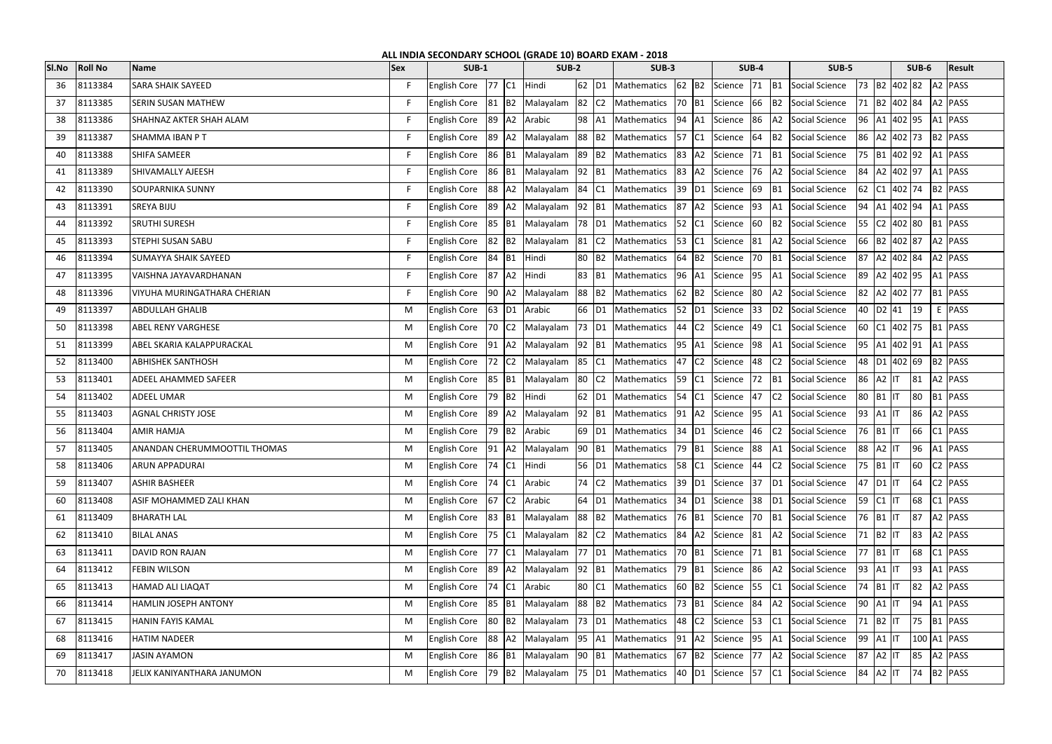# ALL INDIA SECONDARY SCHOOL (GRADE 10) BOARD EXAM - 2018

| Sl.No | Roll No | Name | Sex | SUB-1 | | | SUB-2 | | | SUB-3 | | | SUB-4 | | | SUB-5 | | | SUB-6 | | | Result |
|---|---|---|---|---|---|---|---|---|---|---|---|---|---|---|---|---|---|---|---|---|---|---|
| 36 | 8113384 | SARA SHAIK SAYEED | F | English Core | 77 | C1 | Hindi | 62 | D1 | Mathematics | 62 | B2 | Science | 71 | B1 | Social Science | 73 | B2 | 402 | 82 | A2 | PASS |
| 37 | 8113385 | SERIN SUSAN MATHEW | F | English Core | 81 | B2 | Malayalam | 82 | C2 | Mathematics | 70 | B1 | Science | 66 | B2 | Social Science | 71 | B2 | 402 | 84 | A2 | PASS |
| 38 | 8113386 | SHAHNAZ AKTER SHAH ALAM | F | English Core | 89 | A2 | Arabic | 98 | A1 | Mathematics | 94 | A1 | Science | 86 | A2 | Social Science | 96 | A1 | 402 | 95 | A1 | PASS |
| 39 | 8113387 | SHAMMA IBAN P T | F | English Core | 89 | A2 | Malayalam | 88 | B2 | Mathematics | 57 | C1 | Science | 64 | B2 | Social Science | 86 | A2 | 402 | 73 | B2 | PASS |
| 40 | 8113388 | SHIFA SAMEER | F | English Core | 86 | B1 | Malayalam | 89 | B2 | Mathematics | 83 | A2 | Science | 71 | B1 | Social Science | 75 | B1 | 402 | 92 | A1 | PASS |
| 41 | 8113389 | SHIVAMALLY AJEESH | F | English Core | 86 | B1 | Malayalam | 92 | B1 | Mathematics | 83 | A2 | Science | 76 | A2 | Social Science | 84 | A2 | 402 | 97 | A1 | PASS |
| 42 | 8113390 | SOUPARNIKA SUNNY | F | English Core | 88 | A2 | Malayalam | 84 | C1 | Mathematics | 39 | D1 | Science | 69 | B1 | Social Science | 62 | C1 | 402 | 74 | B2 | PASS |
| 43 | 8113391 | SREYA BIJU | F | English Core | 89 | A2 | Malayalam | 92 | B1 | Mathematics | 87 | A2 | Science | 93 | A1 | Social Science | 94 | A1 | 402 | 94 | A1 | PASS |
| 44 | 8113392 | SRUTHI SURESH | F | English Core | 85 | B1 | Malayalam | 78 | D1 | Mathematics | 52 | C1 | Science | 60 | B2 | Social Science | 55 | C2 | 402 | 80 | B1 | PASS |
| 45 | 8113393 | STEPHI SUSAN SABU | F | English Core | 82 | B2 | Malayalam | 81 | C2 | Mathematics | 53 | C1 | Science | 81 | A2 | Social Science | 66 | B2 | 402 | 87 | A2 | PASS |
| 46 | 8113394 | SUMAYYA SHAIK SAYEED | F | English Core | 84 | B1 | Hindi | 80 | B2 | Mathematics | 64 | B2 | Science | 70 | B1 | Social Science | 87 | A2 | 402 | 84 | A2 | PASS |
| 47 | 8113395 | VAISHNA JAYAVARDHANAN | F | English Core | 87 | A2 | Hindi | 83 | B1 | Mathematics | 96 | A1 | Science | 95 | A1 | Social Science | 89 | A2 | 402 | 95 | A1 | PASS |
| 48 | 8113396 | VIYUHA MURINGATHARA CHERIAN | F | English Core | 90 | A2 | Malayalam | 88 | B2 | Mathematics | 62 | B2 | Science | 80 | A2 | Social Science | 82 | A2 | 402 | 77 | B1 | PASS |
| 49 | 8113397 | ABDULLAH GHALIB | M | English Core | 63 | D1 | Arabic | 66 | D1 | Mathematics | 52 | D1 | Science | 33 | D2 | Social Science | 40 | D2 | 41 | 19 | E | PASS |
| 50 | 8113398 | ABEL RENY VARGHESE | M | English Core | 70 | C2 | Malayalam | 73 | D1 | Mathematics | 44 | C2 | Science | 49 | C1 | Social Science | 60 | C1 | 402 | 75 | B1 | PASS |
| 51 | 8113399 | ABEL SKARIA KALAPPURACKAL | M | English Core | 91 | A2 | Malayalam | 92 | B1 | Mathematics | 95 | A1 | Science | 98 | A1 | Social Science | 95 | A1 | 402 | 91 | A1 | PASS |
| 52 | 8113400 | ABHISHEK SANTHOSH | M | English Core | 72 | C2 | Malayalam | 85 | C1 | Mathematics | 47 | C2 | Science | 48 | C2 | Social Science | 48 | D1 | 402 | 69 | B2 | PASS |
| 53 | 8113401 | ADEEL AHAMMED SAFEER | M | English Core | 85 | B1 | Malayalam | 80 | C2 | Mathematics | 59 | C1 | Science | 72 | B1 | Social Science | 86 | A2 | IT | 81 | A2 | PASS |
| 54 | 8113402 | ADEEL UMAR | M | English Core | 79 | B2 | Hindi | 62 | D1 | Mathematics | 54 | C1 | Science | 47 | C2 | Social Science | 80 | B1 | IT | 80 | B1 | PASS |
| 55 | 8113403 | AGNAL CHRISTY JOSE | M | English Core | 89 | A2 | Malayalam | 92 | B1 | Mathematics | 91 | A2 | Science | 95 | A1 | Social Science | 93 | A1 | IT | 86 | A2 | PASS |
| 56 | 8113404 | AMIR HAMJA | M | English Core | 79 | B2 | Arabic | 69 | D1 | Mathematics | 34 | D1 | Science | 46 | C2 | Social Science | 76 | B1 | IT | 66 | C1 | PASS |
| 57 | 8113405 | ANANDAN CHERUMMOOTTIL THOMAS | M | English Core | 91 | A2 | Malayalam | 90 | B1 | Mathematics | 79 | B1 | Science | 88 | A1 | Social Science | 88 | A2 | IT | 96 | A1 | PASS |
| 58 | 8113406 | ARUN APPADURAI | M | English Core | 74 | C1 | Hindi | 56 | D1 | Mathematics | 58 | C1 | Science | 44 | C2 | Social Science | 75 | B1 | IT | 60 | C2 | PASS |
| 59 | 8113407 | ASHIR BASHEER | M | English Core | 74 | C1 | Arabic | 74 | C2 | Mathematics | 39 | D1 | Science | 37 | D1 | Social Science | 47 | D1 | IT | 64 | C2 | PASS |
| 60 | 8113408 | ASIF MOHAMMED ZALI KHAN | M | English Core | 67 | C2 | Arabic | 64 | D1 | Mathematics | 34 | D1 | Science | 38 | D1 | Social Science | 59 | C1 | IT | 68 | C1 | PASS |
| 61 | 8113409 | BHARATH LAL | M | English Core | 83 | B1 | Malayalam | 88 | B2 | Mathematics | 76 | B1 | Science | 70 | B1 | Social Science | 76 | B1 | IT | 87 | A2 | PASS |
| 62 | 8113410 | BILAL ANAS | M | English Core | 75 | C1 | Malayalam | 82 | C2 | Mathematics | 84 | A2 | Science | 81 | A2 | Social Science | 71 | B2 | IT | 83 | A2 | PASS |
| 63 | 8113411 | DAVID RON RAJAN | M | English Core | 77 | C1 | Malayalam | 77 | D1 | Mathematics | 70 | B1 | Science | 71 | B1 | Social Science | 77 | B1 | IT | 68 | C1 | PASS |
| 64 | 8113412 | FEBIN WILSON | M | English Core | 89 | A2 | Malayalam | 92 | B1 | Mathematics | 79 | B1 | Science | 86 | A2 | Social Science | 93 | A1 | IT | 93 | A1 | PASS |
| 65 | 8113413 | HAMAD ALI LIAQAT | M | English Core | 74 | C1 | Arabic | 80 | C1 | Mathematics | 60 | B2 | Science | 55 | C1 | Social Science | 74 | B1 | IT | 82 | A2 | PASS |
| 66 | 8113414 | HAMLIN JOSEPH ANTONY | M | English Core | 85 | B1 | Malayalam | 88 | B2 | Mathematics | 73 | B1 | Science | 84 | A2 | Social Science | 90 | A1 | IT | 94 | A1 | PASS |
| 67 | 8113415 | HANIN FAYIS KAMAL | M | English Core | 80 | B2 | Malayalam | 73 | D1 | Mathematics | 48 | C2 | Science | 53 | C1 | Social Science | 71 | B2 | IT | 75 | B1 | PASS |
| 68 | 8113416 | HATIM NADEER | M | English Core | 88 | A2 | Malayalam | 95 | A1 | Mathematics | 91 | A2 | Science | 95 | A1 | Social Science | 99 | A1 | IT | 100 | A1 | PASS |
| 69 | 8113417 | JASIN AYAMON | M | English Core | 86 | B1 | Malayalam | 90 | B1 | Mathematics | 67 | B2 | Science | 77 | A2 | Social Science | 87 | A2 | IT | 85 | A2 | PASS |
| 70 | 8113418 | JELIX KANIYANTHARA JANUMON | M | English Core | 79 | B2 | Malayalam | 75 | D1 | Mathematics | 40 | D1 | Science | 57 | C1 | Social Science | 84 | A2 | IT | 74 | B2 | PASS |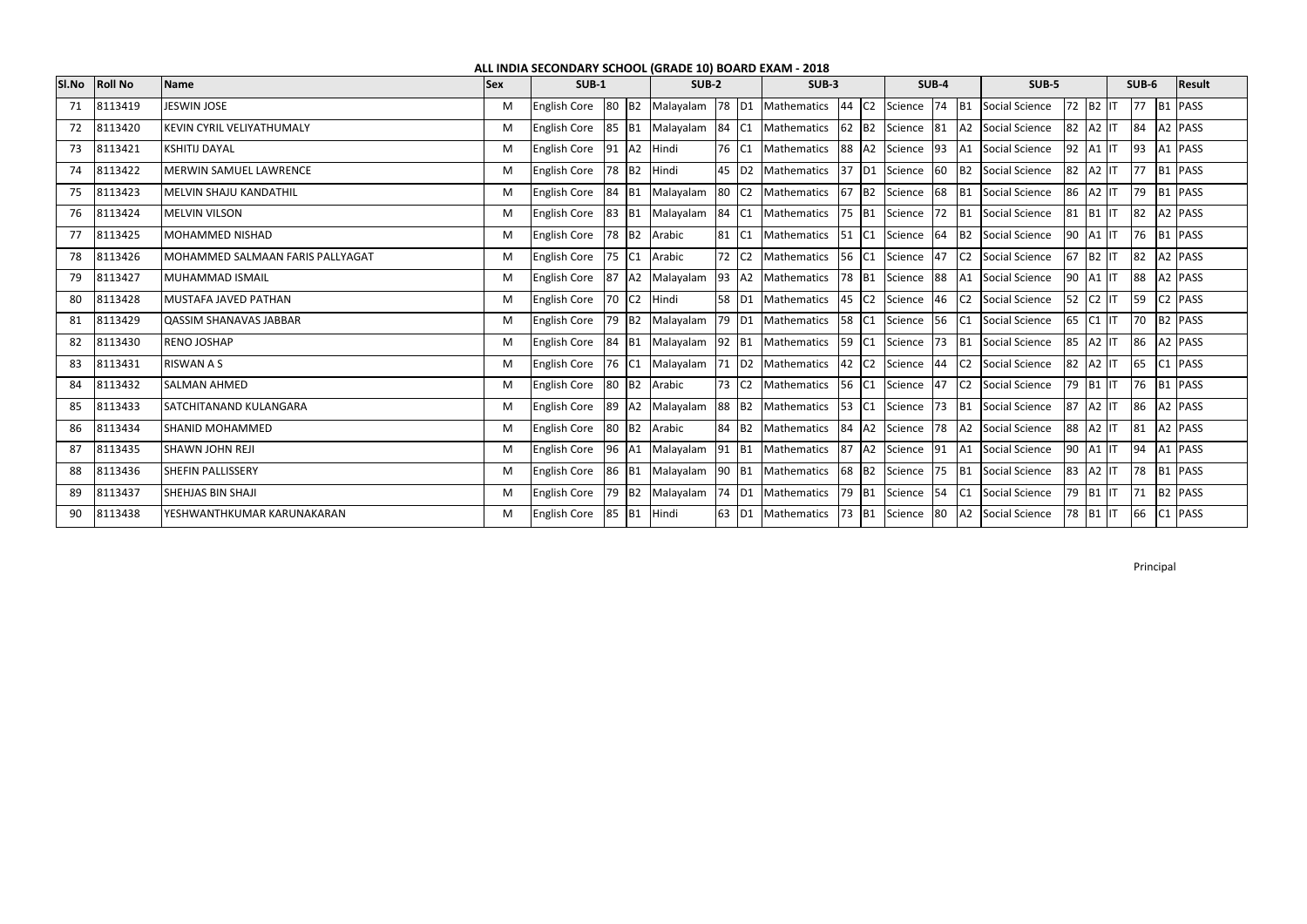# ALL INDIA SECONDARY SCHOOL (GRADE 10) BOARD EXAM - 2018

| Sl.No | Roll No | Name | Sex | SUB-1 | | | SUB-2 | | | SUB-3 | | | SUB-4 | | | SUB-5 | | | SUB-6 | | | Result |
|---|---|---|---|---|---|---|---|---|---|---|---|---|---|---|---|---|---|---|---|---|---|---|
| 71 | 8113419 | JESWIN JOSE | M | English Core | 80 | B2 | Malayalam | 78 | D1 | Mathematics | 44 | C2 | Science | 74 | B1 | Social Science | 72 | B2 | IT | 77 | B1 | PASS |
| 72 | 8113420 | KEVIN CYRIL VELIYATHUMALY | M | English Core | 85 | B1 | Malayalam | 84 | C1 | Mathematics | 62 | B2 | Science | 81 | A2 | Social Science | 82 | A2 | IT | 84 | A2 | PASS |
| 73 | 8113421 | KSHITIJ DAYAL | M | English Core | 91 | A2 | Hindi | 76 | C1 | Mathematics | 88 | A2 | Science | 93 | A1 | Social Science | 92 | A1 | IT | 93 | A1 | PASS |
| 74 | 8113422 | MERWIN SAMUEL LAWRENCE | M | English Core | 78 | B2 | Hindi | 45 | D2 | Mathematics | 37 | D1 | Science | 60 | B2 | Social Science | 82 | A2 | IT | 77 | B1 | PASS |
| 75 | 8113423 | MELVIN SHAJU KANDATHIL | M | English Core | 84 | B1 | Malayalam | 80 | C2 | Mathematics | 67 | B2 | Science | 68 | B1 | Social Science | 86 | A2 | IT | 79 | B1 | PASS |
| 76 | 8113424 | MELVIN VILSON | M | English Core | 83 | B1 | Malayalam | 84 | C1 | Mathematics | 75 | B1 | Science | 72 | B1 | Social Science | 81 | B1 | IT | 82 | A2 | PASS |
| 77 | 8113425 | MOHAMMED NISHAD | M | English Core | 78 | B2 | Arabic | 81 | C1 | Mathematics | 51 | C1 | Science | 64 | B2 | Social Science | 90 | A1 | IT | 76 | B1 | PASS |
| 78 | 8113426 | MOHAMMED SALMAAN FARIS PALLYAGAT | M | English Core | 75 | C1 | Arabic | 72 | C2 | Mathematics | 56 | C1 | Science | 47 | C2 | Social Science | 67 | B2 | IT | 82 | A2 | PASS |
| 79 | 8113427 | MUHAMMAD ISMAIL | M | English Core | 87 | A2 | Malayalam | 93 | A2 | Mathematics | 78 | B1 | Science | 88 | A1 | Social Science | 90 | A1 | IT | 88 | A2 | PASS |
| 80 | 8113428 | MUSTAFA JAVED PATHAN | M | English Core | 70 | C2 | Hindi | 58 | D1 | Mathematics | 45 | C2 | Science | 46 | C2 | Social Science | 52 | C2 | IT | 59 | C2 | PASS |
| 81 | 8113429 | QASSIM SHANAVAS JABBAR | M | English Core | 79 | B2 | Malayalam | 79 | D1 | Mathematics | 58 | C1 | Science | 56 | C1 | Social Science | 65 | C1 | IT | 70 | B2 | PASS |
| 82 | 8113430 | RENO JOSHAP | M | English Core | 84 | B1 | Malayalam | 92 | B1 | Mathematics | 59 | C1 | Science | 73 | B1 | Social Science | 85 | A2 | IT | 86 | A2 | PASS |
| 83 | 8113431 | RISWAN A S | M | English Core | 76 | C1 | Malayalam | 71 | D2 | Mathematics | 42 | C2 | Science | 44 | C2 | Social Science | 82 | A2 | IT | 65 | C1 | PASS |
| 84 | 8113432 | SALMAN AHMED | M | English Core | 80 | B2 | Arabic | 73 | C2 | Mathematics | 56 | C1 | Science | 47 | C2 | Social Science | 79 | B1 | IT | 76 | B1 | PASS |
| 85 | 8113433 | SATCHITANAND KULANGARA | M | English Core | 89 | A2 | Malayalam | 88 | B2 | Mathematics | 53 | C1 | Science | 73 | B1 | Social Science | 87 | A2 | IT | 86 | A2 | PASS |
| 86 | 8113434 | SHANID MOHAMMED | M | English Core | 80 | B2 | Arabic | 84 | B2 | Mathematics | 84 | A2 | Science | 78 | A2 | Social Science | 88 | A2 | IT | 81 | A2 | PASS |
| 87 | 8113435 | SHAWN JOHN REJI | M | English Core | 96 | A1 | Malayalam | 91 | B1 | Mathematics | 87 | A2 | Science | 91 | A1 | Social Science | 90 | A1 | IT | 94 | A1 | PASS |
| 88 | 8113436 | SHEFIN PALLISSERY | M | English Core | 86 | B1 | Malayalam | 90 | B1 | Mathematics | 68 | B2 | Science | 75 | B1 | Social Science | 83 | A2 | IT | 78 | B1 | PASS |
| 89 | 8113437 | SHEHJAS BIN SHAJI | M | English Core | 79 | B2 | Malayalam | 74 | D1 | Mathematics | 79 | B1 | Science | 54 | C1 | Social Science | 79 | B1 | IT | 71 | B2 | PASS |
| 90 | 8113438 | YESHWANTHKUMAR KARUNAKARAN | M | English Core | 85 | B1 | Hindi | 63 | D1 | Mathematics | 73 | B1 | Science | 80 | A2 | Social Science | 78 | B1 | IT | 66 | C1 | PASS |

Principal